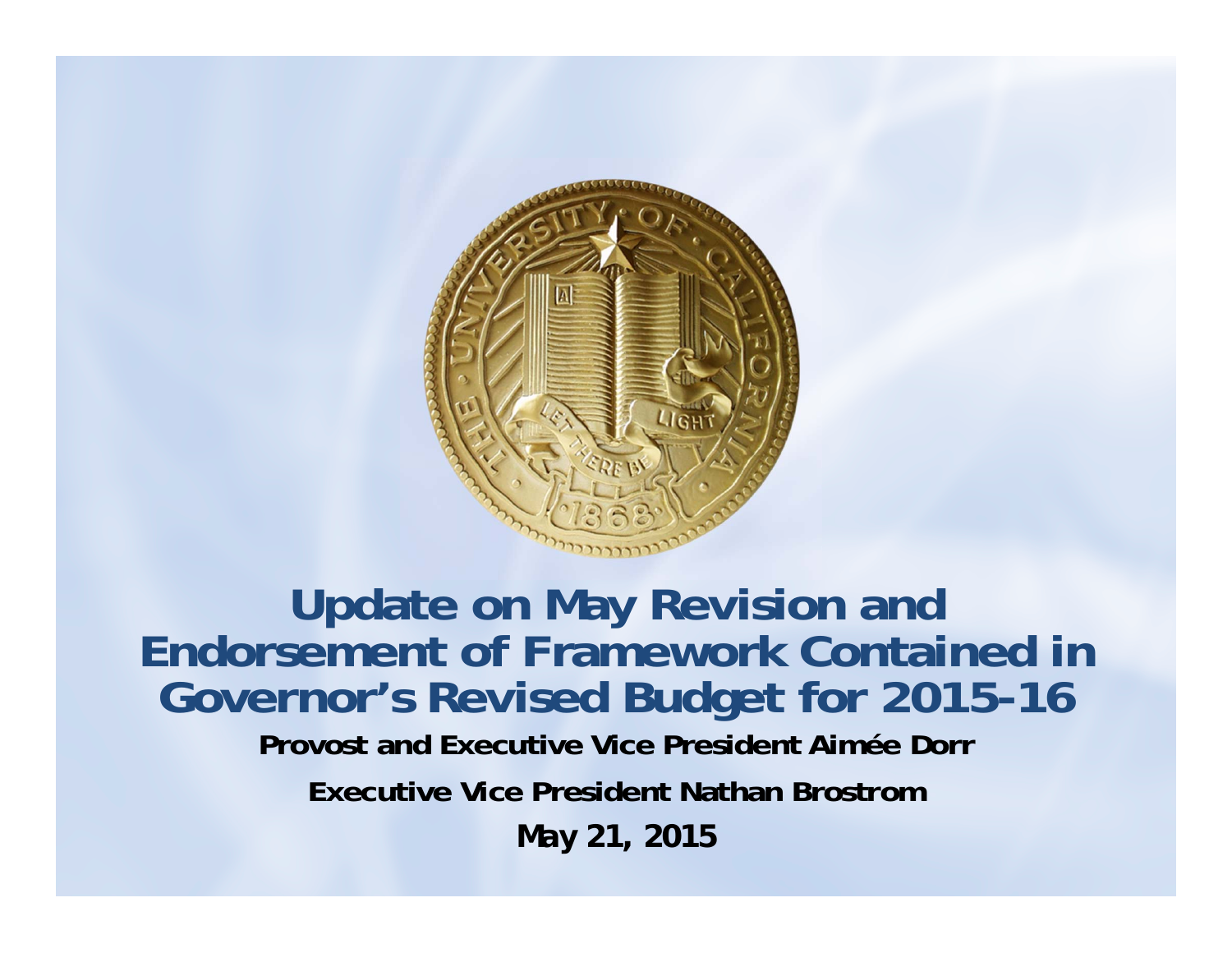# Update on May Revision and Endorsement of Framework Contained in Governor's Revised Budget for 2015-16

**Provost and Executive Vice President Aimée Dorr**

**Executive Vice President Nathan Brostrom**

**May 21, 2015**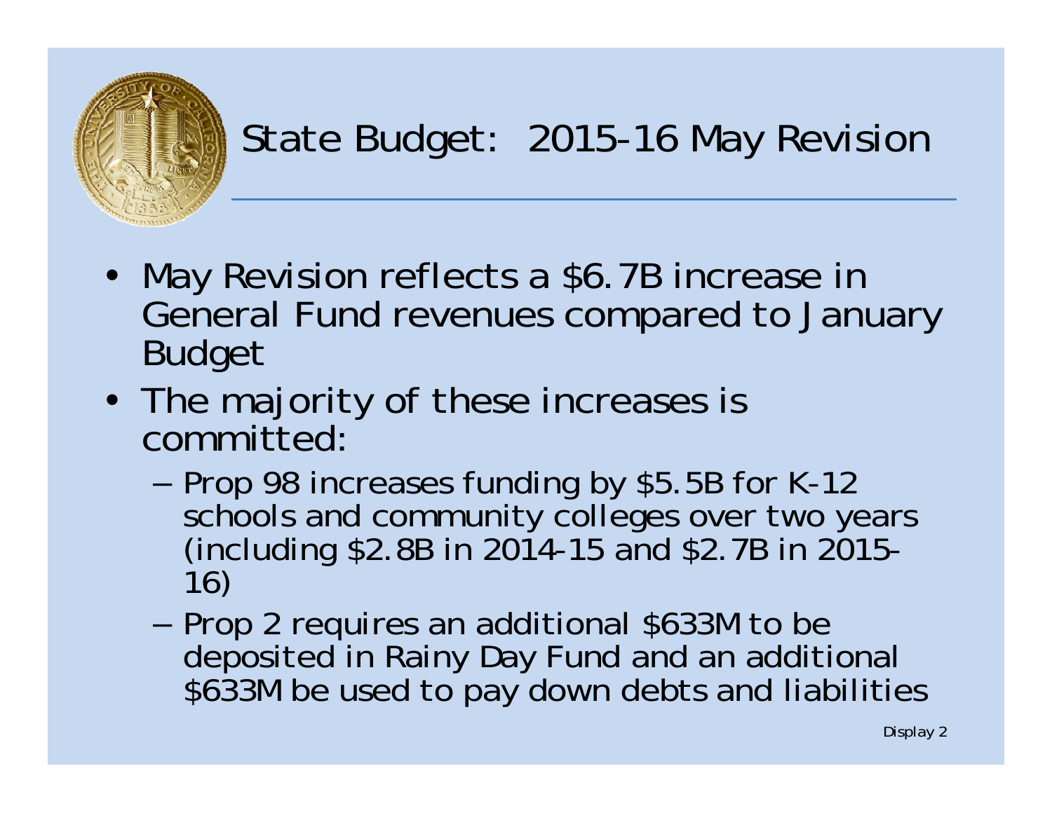# State Budget: 2015-16 May Revision

- May Revision reflects a $6.7B increase in General Fund revenues compared to January Budget
- The majority of these increases is committed:
  - Prop 98 increases funding by $5.5B for K-12 schools and community colleges over two years (including $2.8B in 2014-15 and $2.7B in 2015-16)
  - Prop 2 requires an additional $633M to be deposited in Rainy Day Fund and an additional $633M be used to pay down debts and liabilities

Display 2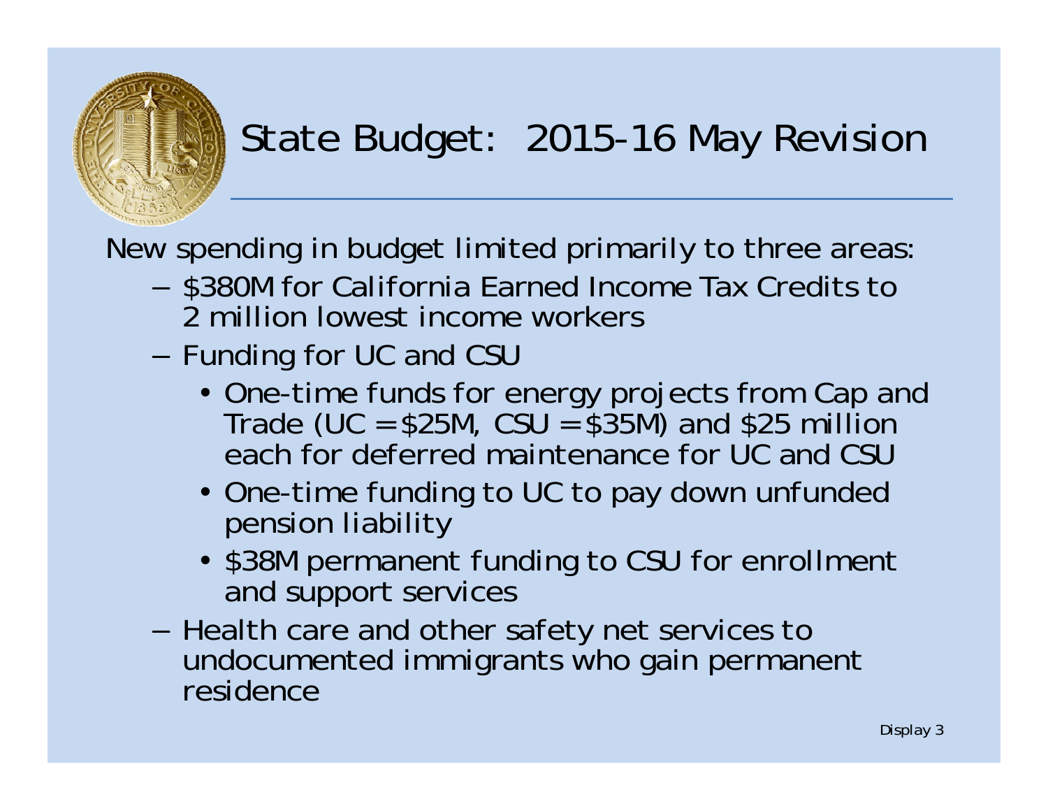# State Budget: 2015-16 May Revision

New spending in budget limited primarily to three areas:

- $380M for California Earned Income Tax Credits to 2 million lowest income workers
- Funding for UC and CSU
  - One-time funds for energy projects from Cap and Trade (UC = $25M, CSU = $35M) and $25 million each for deferred maintenance for UC and CSU
  - One-time funding to UC to pay down unfunded pension liability
  - $38M permanent funding to CSU for enrollment and support services
- Health care and other safety net services to undocumented immigrants who gain permanent residence

Display 3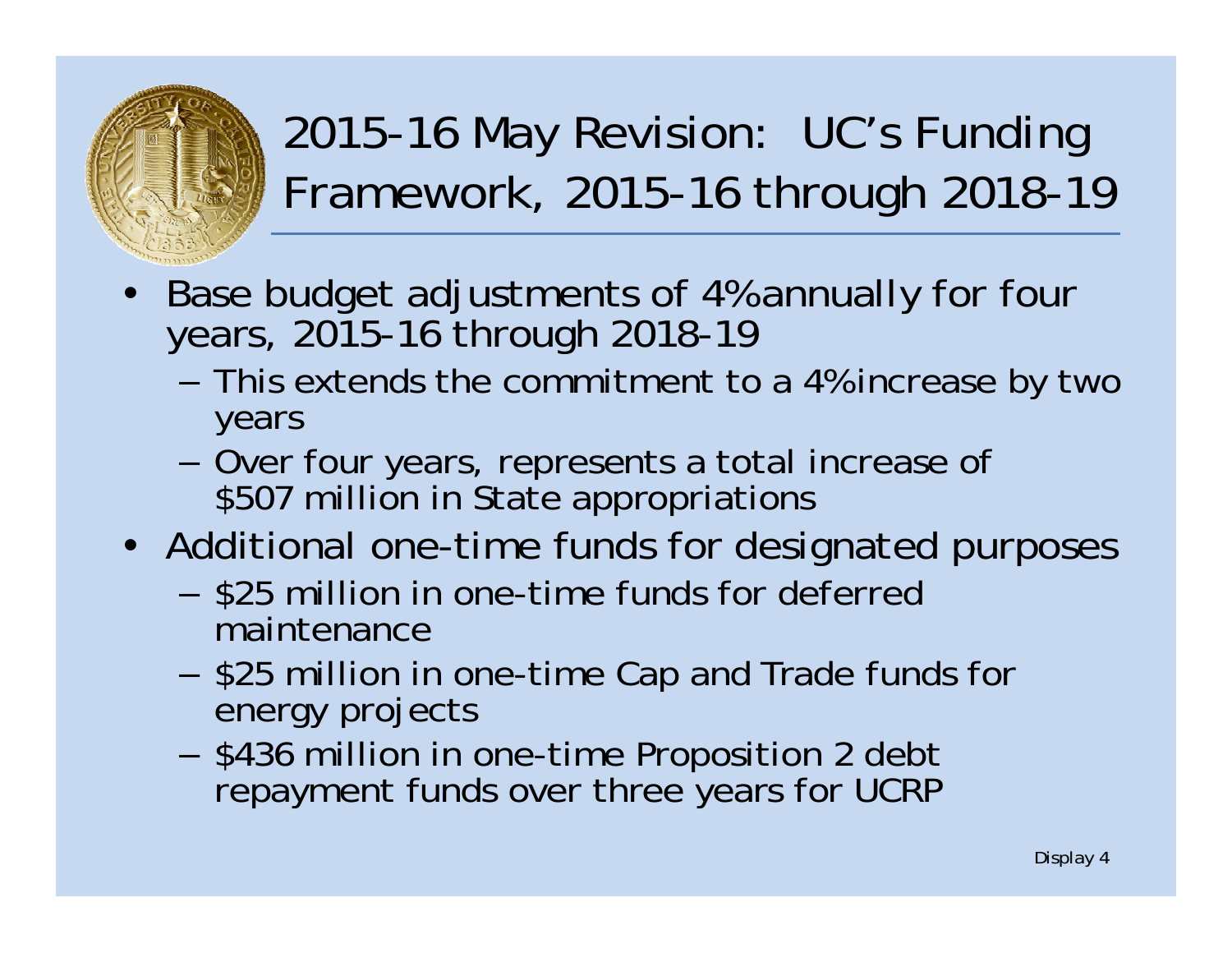# 2015-16 May Revision: UC's Funding Framework, 2015-16 through 2018-19

- Base budget adjustments of 4% annually for four years, 2015-16 through 2018-19
  - This extends the commitment to a 4% increase by two years
  - Over four years, represents a total increase of $507 million in State appropriations
- Additional one-time funds for designated purposes
  - $25 million in one-time funds for deferred maintenance
  - $25 million in one-time Cap and Trade funds for energy projects
  - $436 million in one-time Proposition 2 debt repayment funds over three years for UCRP

Display 4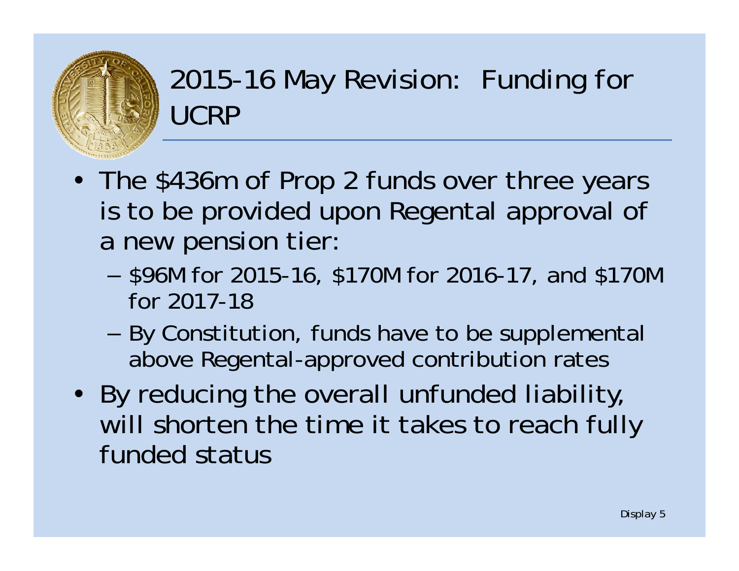# 2015-16 May Revision: Funding for UCRP

- The $436m of Prop 2 funds over three years is to be provided upon Regental approval of a new pension tier:
  - $96M for 2015-16, $170M for 2016-17, and $170M for 2017-18
  - By Constitution, funds have to be supplemental above Regental-approved contribution rates
- By reducing the overall unfunded liability, will shorten the time it takes to reach fully funded status

Display 5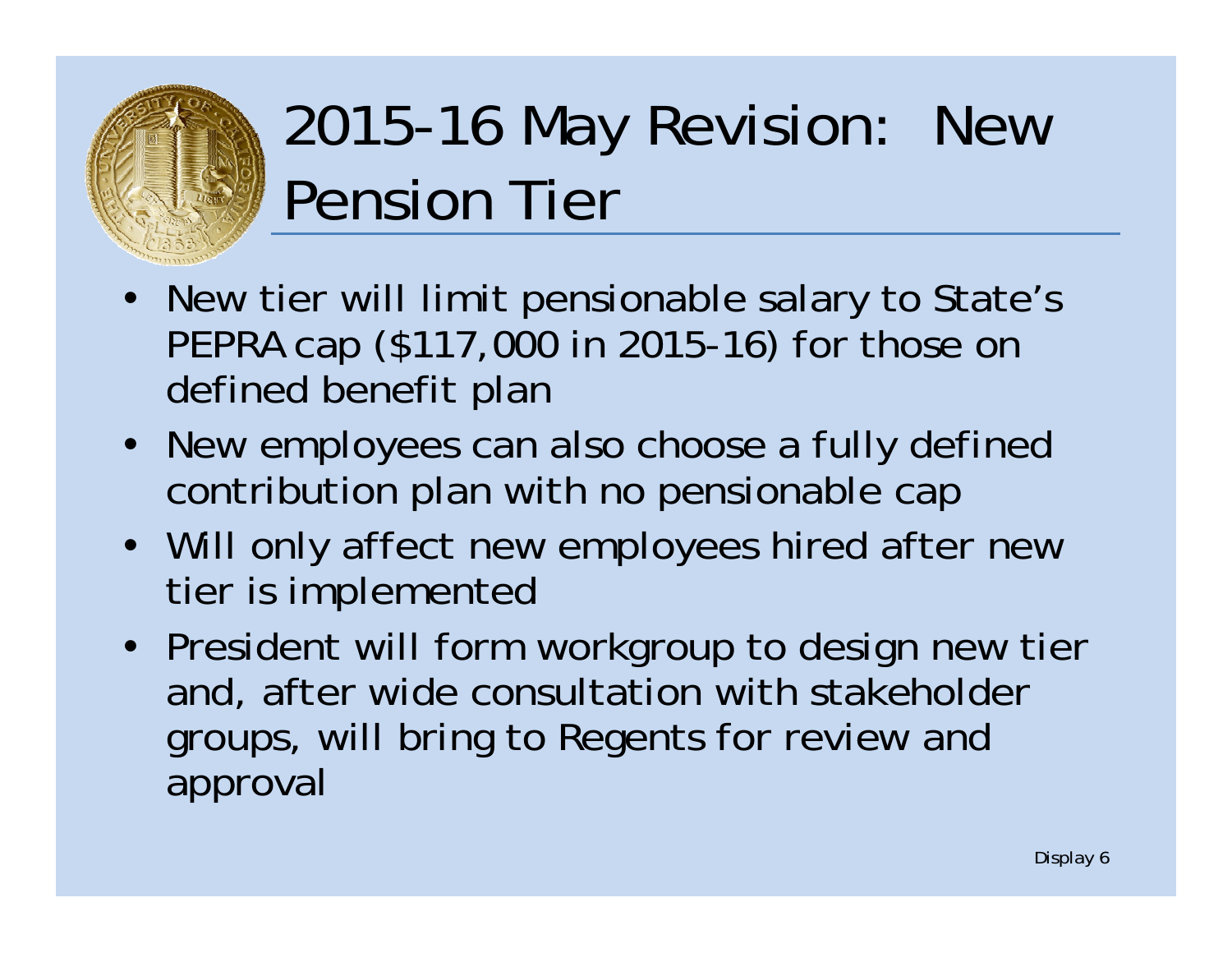# 2015-16 May Revision: New Pension Tier

- New tier will limit pensionable salary to State's PEPRA cap ($117,000 in 2015-16) for those on defined benefit plan
- New employees can also choose a fully defined contribution plan with no pensionable cap
- Will only affect new employees hired after new tier is implemented
- President will form workgroup to design new tier and, after wide consultation with stakeholder groups, will bring to Regents for review and approval

Display 6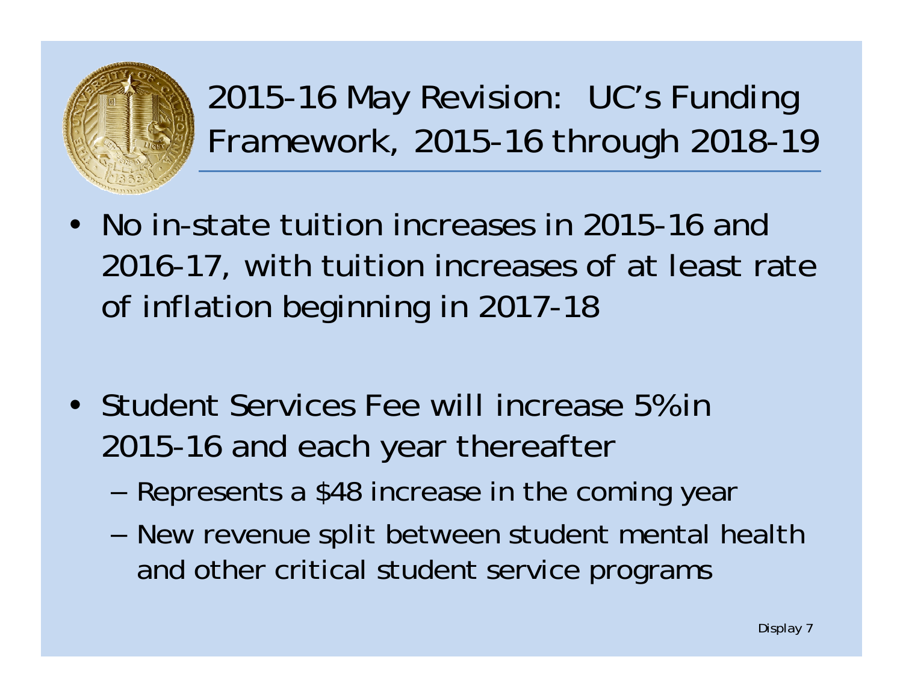# 2015-16 May Revision: UC's Funding Framework, 2015-16 through 2018-19

- No in-state tuition increases in 2015-16 and 2016-17, with tuition increases of at least rate of inflation beginning in 2017-18

- Student Services Fee will increase 5% in 2015-16 and each year thereafter
  - Represents a $48 increase in the coming year
  - New revenue split between student mental health and other critical student service programs

Display 7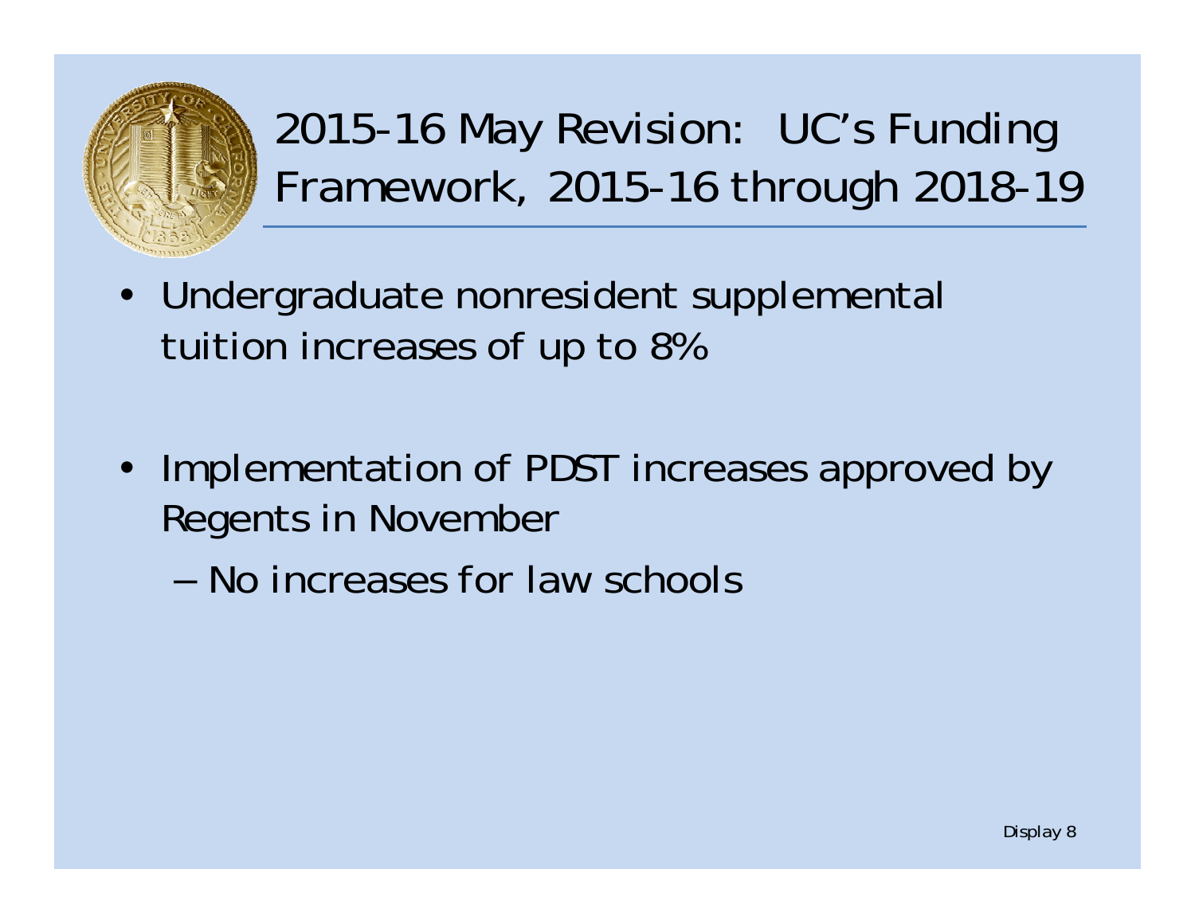# 2015-16 May Revision: UC's Funding Framework, 2015-16 through 2018-19

- Undergraduate nonresident supplemental tuition increases of up to 8%

- Implementation of PDST increases approved by Regents in November
  - No increases for law schools

Display 8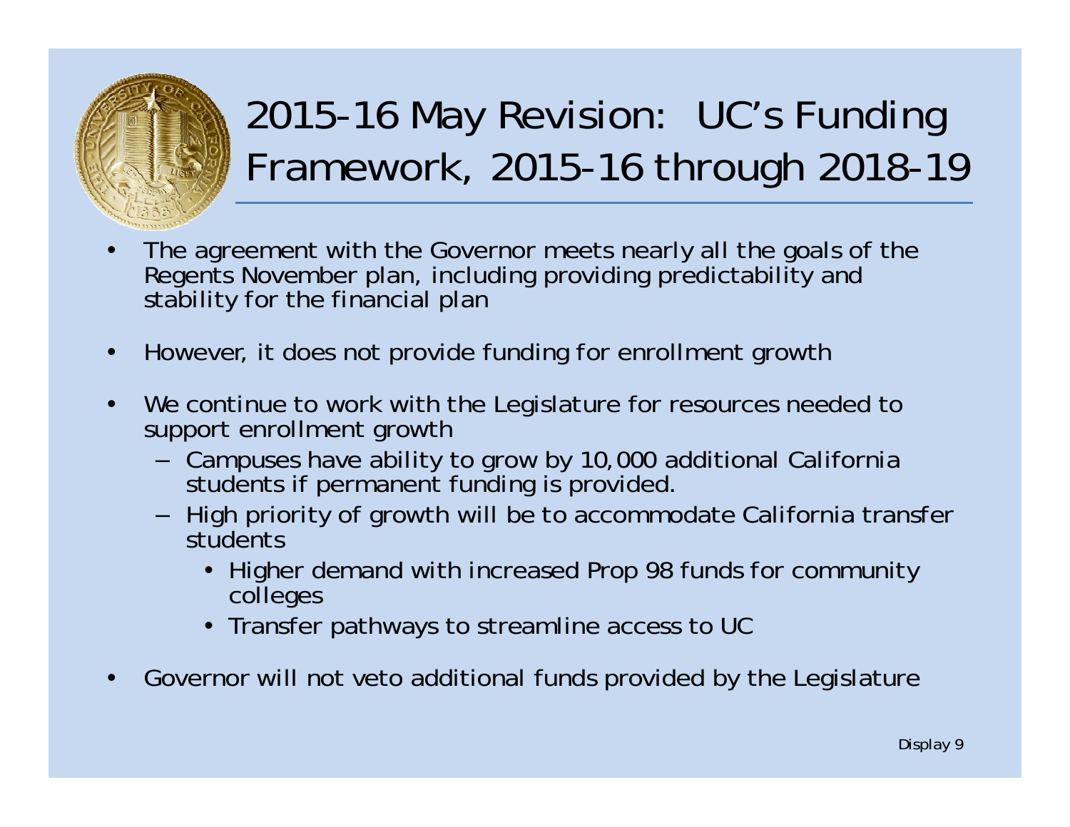# 2015-16 May Revision: UC's Funding Framework, 2015-16 through 2018-19

- The agreement with the Governor meets nearly all the goals of the Regents November plan, including providing predictability and stability for the financial plan
- However, it does not provide funding for enrollment growth
- We continue to work with the Legislature for resources needed to support enrollment growth
  - Campuses have ability to grow by 10,000 additional California students if permanent funding is provided.
  - High priority of growth will be to accommodate California transfer students
    - Higher demand with increased Prop 98 funds for community colleges
    - Transfer pathways to streamline access to UC
- Governor will not veto additional funds provided by the Legislature

Display 9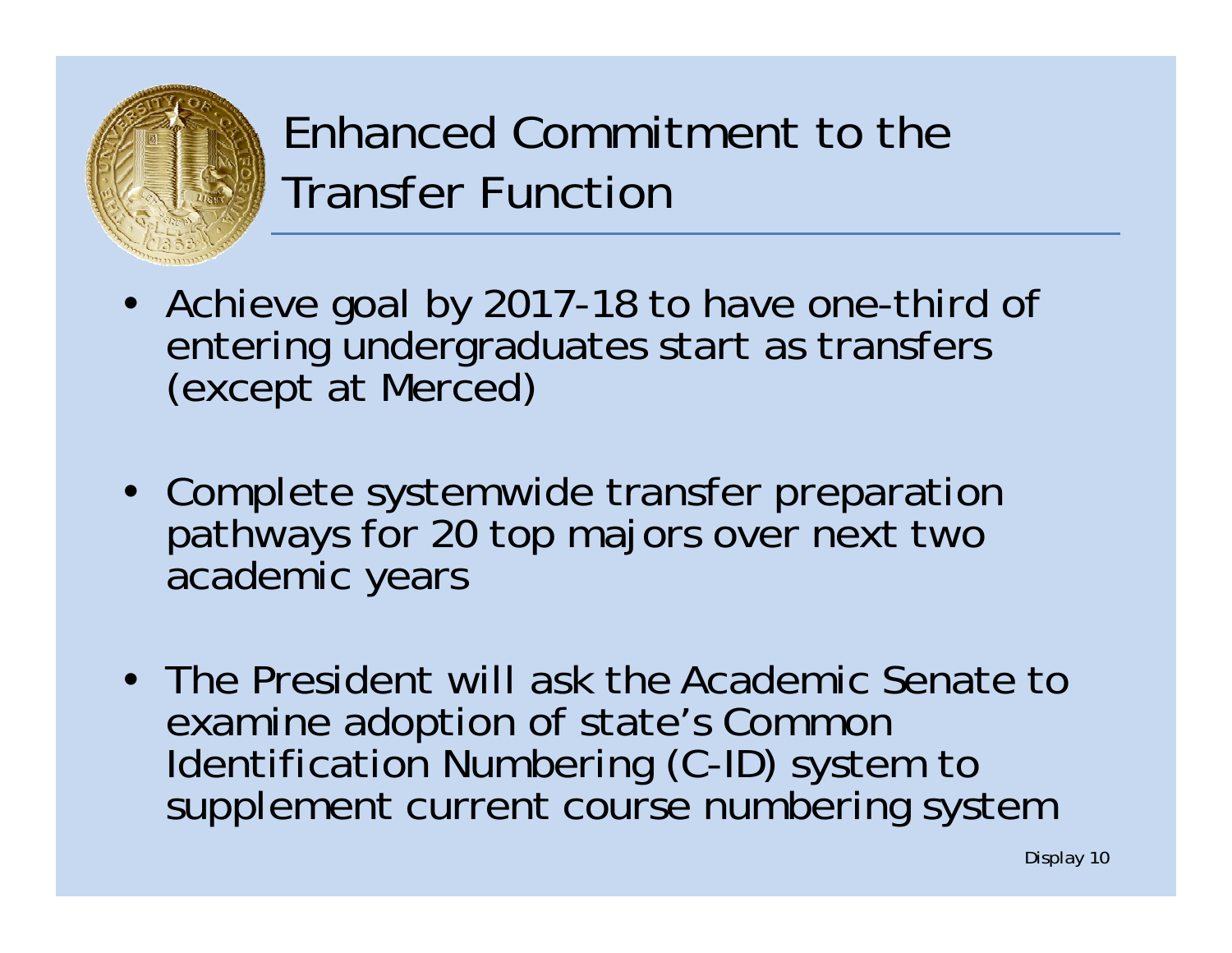# Enhanced Commitment to the Transfer Function

- Achieve goal by 2017-18 to have one-third of entering undergraduates start as transfers (except at Merced)

- Complete systemwide transfer preparation pathways for 20 top majors over next two academic years

- The President will ask the Academic Senate to examine adoption of state's Common Identification Numbering (C-ID) system to supplement current course numbering system

Display 10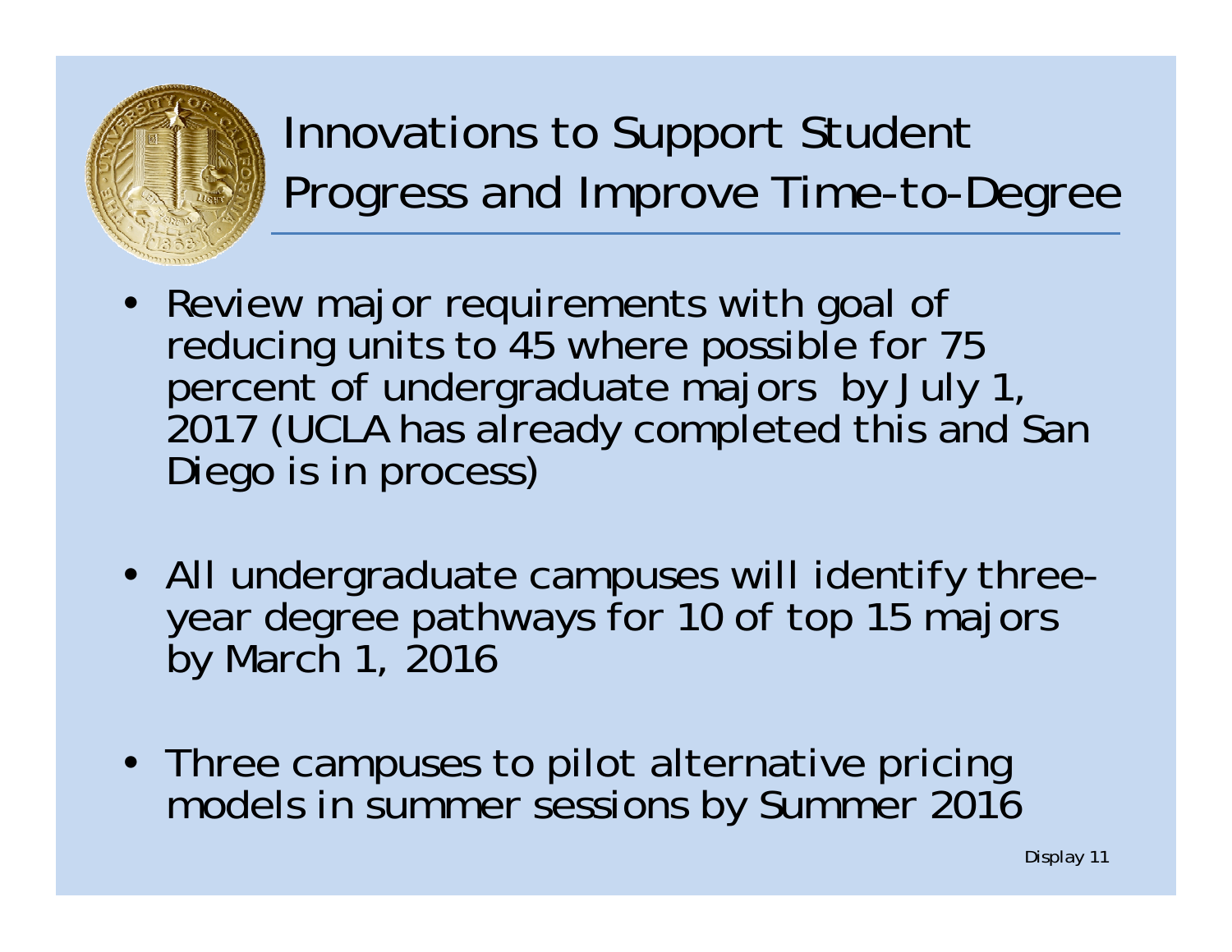# Innovations to Support Student Progress and Improve Time-to-Degree

- Review major requirements with goal of reducing units to 45 where possible for 75 percent of undergraduate majors by July 1, 2017 (UCLA has already completed this and San Diego is in process)

- All undergraduate campuses will identify three-year degree pathways for 10 of top 15 majors by March 1, 2016

- Three campuses to pilot alternative pricing models in summer sessions by Summer 2016

Display 11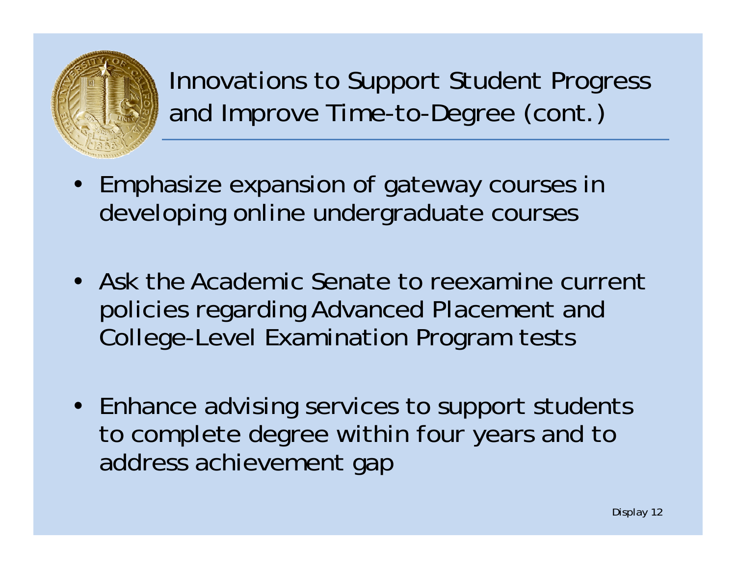# Innovations to Support Student Progress and Improve Time-to-Degree (cont.)

- Emphasize expansion of gateway courses in developing online undergraduate courses

- Ask the Academic Senate to reexamine current policies regarding Advanced Placement and College-Level Examination Program tests

- Enhance advising services to support students to complete degree within four years and to address achievement gap

Display 12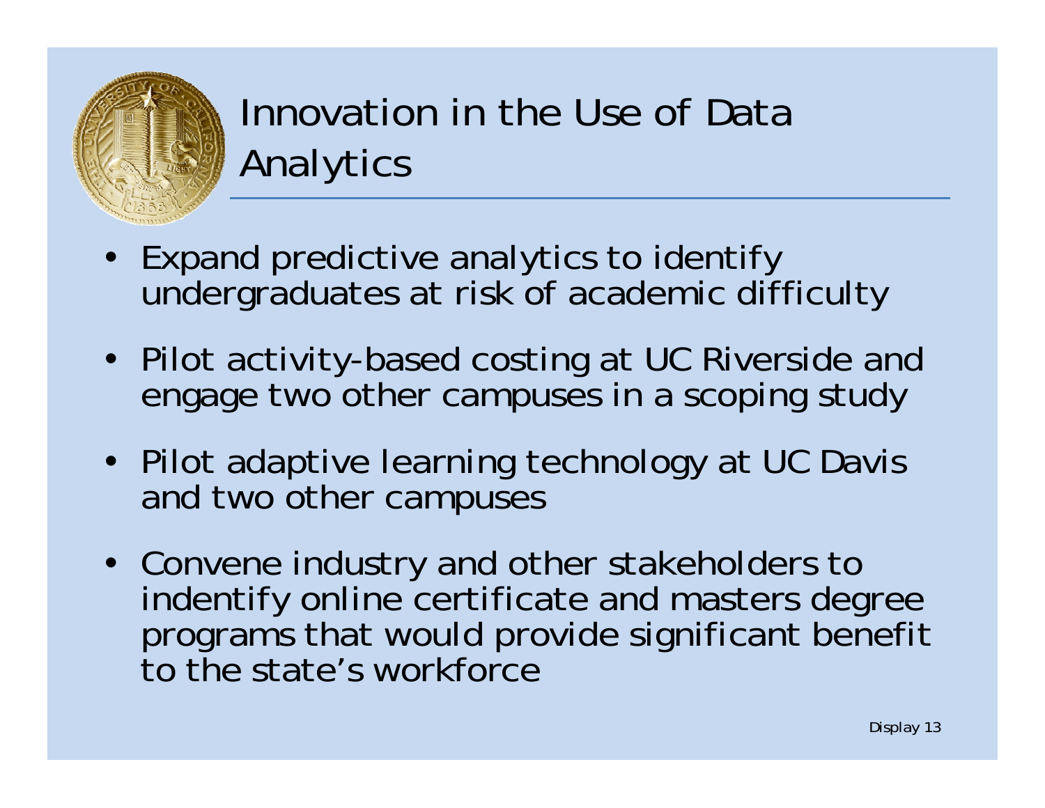# Innovation in the Use of Data Analytics

- Expand predictive analytics to identify undergraduates at risk of academic difficulty
- Pilot activity-based costing at UC Riverside and engage two other campuses in a scoping study
- Pilot adaptive learning technology at UC Davis and two other campuses
- Convene industry and other stakeholders to indentify online certificate and masters degree programs that would provide significant benefit to the state's workforce

Display 13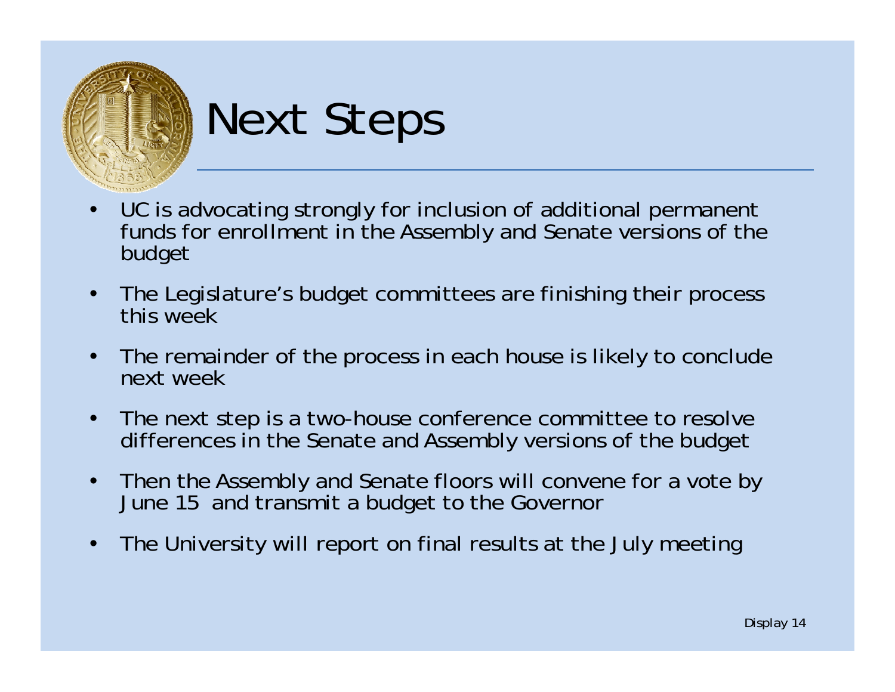# Next Steps

- UC is advocating strongly for inclusion of additional permanent funds for enrollment in the Assembly and Senate versions of the budget
- The Legislature's budget committees are finishing their process this week
- The remainder of the process in each house is likely to conclude next week
- The next step is a two-house conference committee to resolve differences in the Senate and Assembly versions of the budget
- Then the Assembly and Senate floors will convene for a vote by June 15 and transmit a budget to the Governor
- The University will report on final results at the July meeting

Display 14